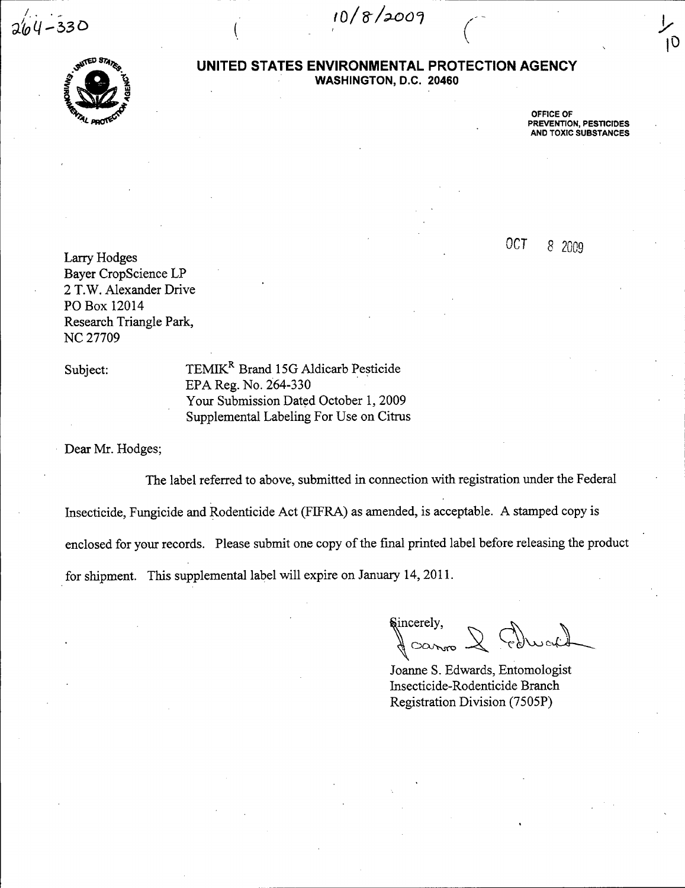264-330

10/8/2009

# UNITED STATES ENVIRONMENTAL PROTECTION AGENCY
WASHINGTON, D.C. 20460

OFFICE OF
PREVENTION, PESTICIDES
AND TOXIC SUBSTANCES

OCT 8 2009

Larry Hodges
Bayer CropScience LP
2 T.W. Alexander Drive
PO Box 12014
Research Triangle Park,
NC 27709

Subject: TEMIK[R] Brand 15G Aldicarb Pesticide
EPA Reg. No. 264-330
Your Submission Dated October 1, 2009
Supplemental Labeling For Use on Citrus

Dear Mr. Hodges;

The label referred to above, submitted in connection with registration under the Federal Insecticide, Fungicide and Rodenticide Act (FIFRA) as amended, is acceptable. A stamped copy is enclosed for your records. Please submit one copy of the final printed label before releasing the product for shipment. This supplemental label will expire on January 14, 2011.

Sincerely,

Joanne S. Edwards, Entomologist
Insecticide-Rodenticide Branch
Registration Division (7505P)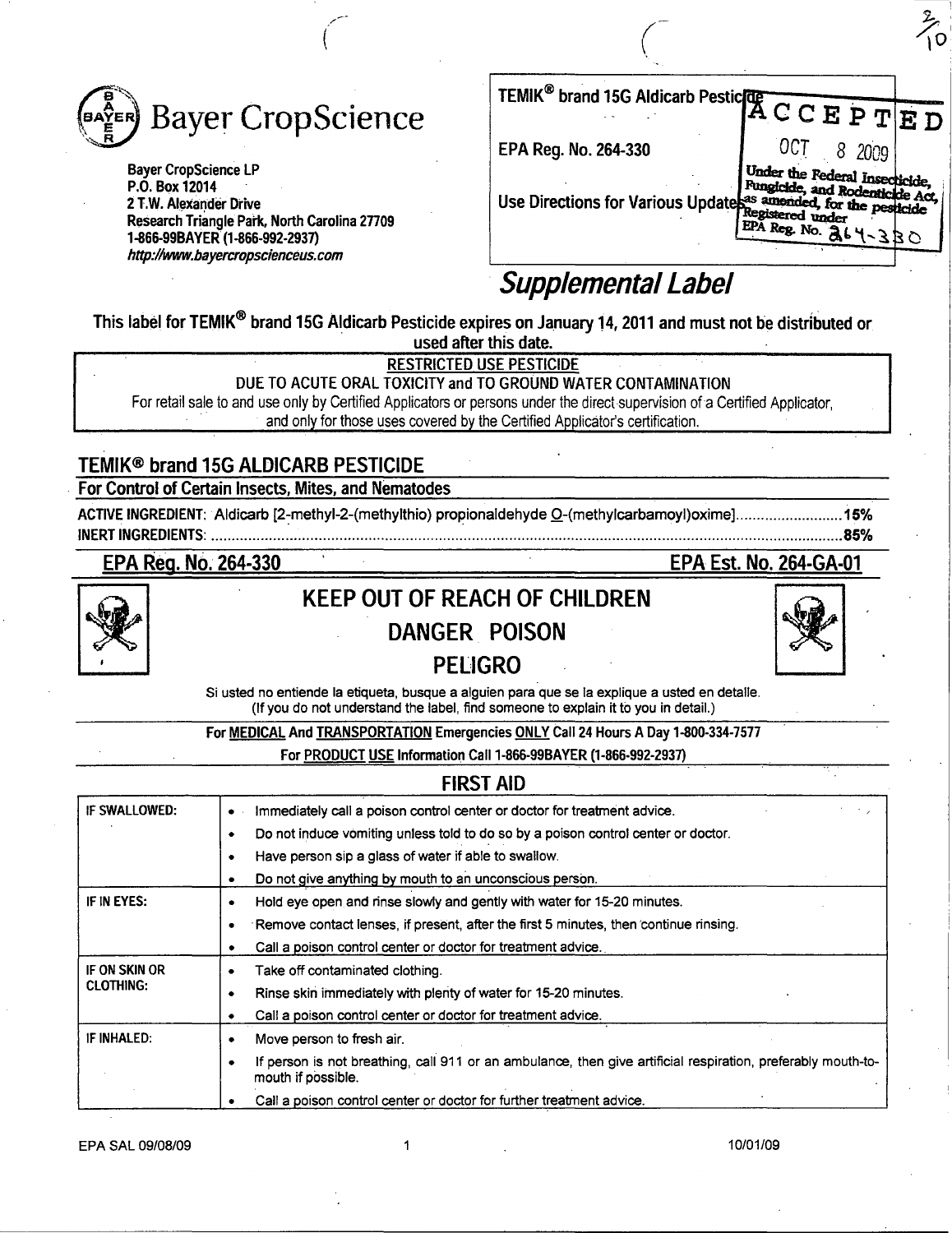# Bayer CropScience

Bayer CropScience LP
P.O. Box 12014
2 T.W. Alexander Drive
Research Triangle Park, North Carolina 27709
1-866-99BAYER (1-866-992-2937)
http://www.bayercropscienceus.com

TEMIK® brand 15G Aldicarb Pesticide

EPA Reg. No. 264-330

Use Directions for Various Updates

ACCEPTED
OCT 8 2009
Under the Federal Insecticide, Fungicide, and Rodenticide Act, as amended, for the pesticide Registered under EPA Reg. No. 264-330

## *Supplemental Label*

**This label for TEMIK® brand 15G Aldicarb Pesticide expires on January 14, 2011 and must not be distributed or used after this date.**

RESTRICTED USE PESTICIDE
DUE TO ACUTE ORAL TOXICITY and TO GROUND WATER CONTAMINATION
For retail sale to and use only by Certified Applicators or persons under the direct supervision of a Certified Applicator, and only for those uses covered by the Certified Applicator's certification.

## TEMIK® brand 15G ALDICARB PESTICIDE

### For Control of Certain Insects, Mites, and Nematodes

**ACTIVE INGREDIENT:** Aldicarb [2-methyl-2-(methylthio) propionaldehyde O-(methylcarbamoyl)oxime] .......................... **15%**
**INERT INGREDIENTS:** .......................................................................................................................... **85%**

**EPA Reg. No. 264-330** **EPA Est. No. 264-GA-01**

## KEEP OUT OF REACH OF CHILDREN
## DANGER POISON
## PELIGRO

Si usted no entiende la etiqueta, busque a alguien para que se la explique a usted en detalle.
(If you do not understand the label, find someone to explain it to you in detail.)

**For MEDICAL And TRANSPORTATION Emergencies ONLY Call 24 Hours A Day 1-800-334-7577**
**For PRODUCT USE Information Call 1-866-99BAYER (1-866-992-2937)**

## FIRST AID

| | |
|---|---|
| IF SWALLOWED: | • Immediately call a poison control center or doctor for treatment advice.<br>• Do not induce vomiting unless told to do so by a poison control center or doctor.<br>• Have person sip a glass of water if able to swallow.<br>• Do not give anything by mouth to an unconscious person. |
| IF IN EYES: | • Hold eye open and rinse slowly and gently with water for 15-20 minutes.<br>• Remove contact lenses, if present, after the first 5 minutes, then continue rinsing.<br>• Call a poison control center or doctor for treatment advice. |
| IF ON SKIN OR CLOTHING: | • Take off contaminated clothing.<br>• Rinse skin immediately with plenty of water for 15-20 minutes.<br>• Call a poison control center or doctor for treatment advice. |
| IF INHALED: | • Move person to fresh air.<br>• If person is not breathing, call 911 or an ambulance, then give artificial respiration, preferably mouth-to-mouth if possible.<br>• Call a poison control center or doctor for further treatment advice. |

EPA SAL 09/08/09 10/01/09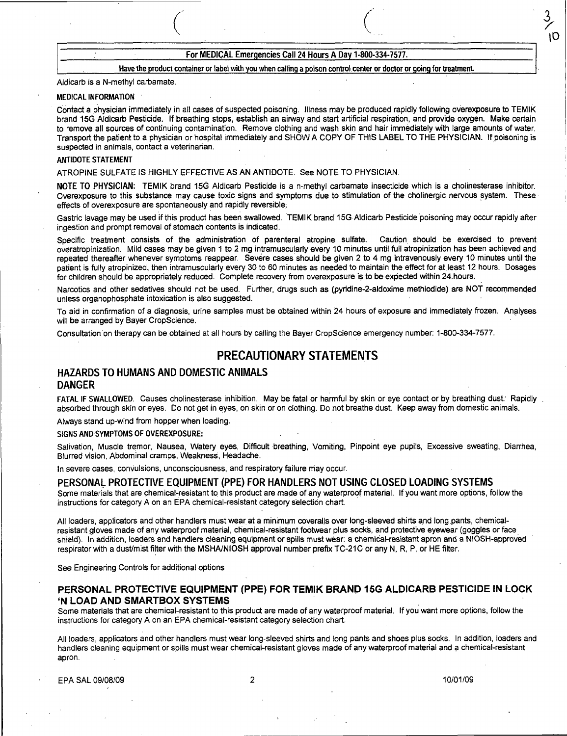**For MEDICAL Emergencies Call 24 Hours A Day 1-800-334-7577.**

**Have the product container or label with you when calling a poison control center or doctor or going for treatment.**

Aldicarb is a N-methyl carbamate.

**MEDICAL INFORMATION**

Contact a physician immediately in all cases of suspected poisoning. Illness may be produced rapidly following overexposure to TEMIK brand 15G Aldicarb Pesticide. If breathing stops, establish an airway and start artificial respiration, and provide oxygen. Make certain to remove all sources of continuing contamination. Remove clothing and wash skin and hair immediately with large amounts of water. Transport the patient to a physician or hospital immediately and SHOW A COPY OF THIS LABEL TO THE PHYSICIAN. If poisoning is suspected in animals, contact a veterinarian.

**ANTIDOTE STATEMENT**

ATROPINE SULFATE IS HIGHLY EFFECTIVE AS AN ANTIDOTE. See NOTE TO PHYSICIAN.

**NOTE TO PHYSICIAN:** TEMIK brand 15G Aldicarb Pesticide is a n-methyl carbamate insecticide which is a cholinesterase inhibitor. Overexposure to this substance may cause toxic signs and symptoms due to stimulation of the cholinergic nervous system. These effects of overexposure are spontaneously and rapidly reversible.

Gastric lavage may be used if this product has been swallowed. TEMIK brand 15G Aldicarb Pesticide poisoning may occur rapidly after ingestion and prompt removal of stomach contents is indicated.

Specific treatment consists of the administration of parenteral atropine sulfate. Caution should be exercised to prevent overatropinization. Mild cases may be given 1 to 2 mg intramuscularly every 10 minutes until full atropinization has been achieved and repeated thereafter whenever symptoms reappear. Severe cases should be given 2 to 4 mg intravenously every 10 minutes until the patient is fully atropinized, then intramuscularly every 30 to 60 minutes as needed to maintain the effect for at least 12 hours. Dosages for children should be appropriately reduced. Complete recovery from overexposure is to be expected within 24 hours.

Narcotics and other sedatives should not be used. Further, drugs such as (pyridine-2-aldoxime methiodide) are NOT recommended unless organophosphate intoxication is also suggested.

To aid in confirmation of a diagnosis, urine samples must be obtained within 24 hours of exposure and immediately frozen. Analyses will be arranged by Bayer CropScience.

Consultation on therapy can be obtained at all hours by calling the Bayer CropScience emergency number: 1-800-334-7577.

# PRECAUTIONARY STATEMENTS

## HAZARDS TO HUMANS AND DOMESTIC ANIMALS

## DANGER

**FATAL IF SWALLOWED.** Causes cholinesterase inhibition. May be fatal or harmful by skin or eye contact or by breathing dust. Rapidly absorbed through skin or eyes. Do not get in eyes, on skin or on clothing. Do not breathe dust. Keep away from domestic animals.

Always stand up-wind from hopper when loading.

**SIGNS AND SYMPTOMS OF OVEREXPOSURE:**

Salivation, Muscle tremor, Nausea, Watery eyes, Difficult breathing, Vomiting, Pinpoint eye pupils, Excessive sweating, Diarrhea, Blurred vision, Abdominal cramps, Weakness, Headache.

In severe cases, convulsions, unconsciousness, and respiratory failure may occur.

## PERSONAL PROTECTIVE EQUIPMENT (PPE) FOR HANDLERS NOT USING CLOSED LOADING SYSTEMS

Some materials that are chemical-resistant to this product are made of any waterproof material. If you want more options, follow the instructions for category A on an EPA chemical-resistant category selection chart.

All loaders, applicators and other handlers must wear at a minimum coveralls over long-sleeved shirts and long pants, chemical-resistant gloves made of any waterproof material, chemical-resistant footwear plus socks, and protective eyewear (goggles or face shield). In addition, loaders and handlers cleaning equipment or spills must wear: a chemical-resistant apron and a NIOSH-approved respirator with a dust/mist filter with the MSHA/NIOSH approval number prefix TC-21C or any N, R, P, or HE filter.

See Engineering Controls for additional options

## PERSONAL PROTECTIVE EQUIPMENT (PPE) FOR TEMIK BRAND 15G ALDICARB PESTICIDE IN LOCK 'N LOAD AND SMARTBOX SYSTEMS

Some materials that are chemical-resistant to this product are made of any waterproof material. If you want more options, follow the instructions for category A on an EPA chemical-resistant category selection chart.

All loaders, applicators and other handlers must wear long-sleeved shirts and long pants and shoes plus socks. In addition, loaders and handlers cleaning equipment or spills must wear chemical-resistant gloves made of any waterproof material and a chemical-resistant apron.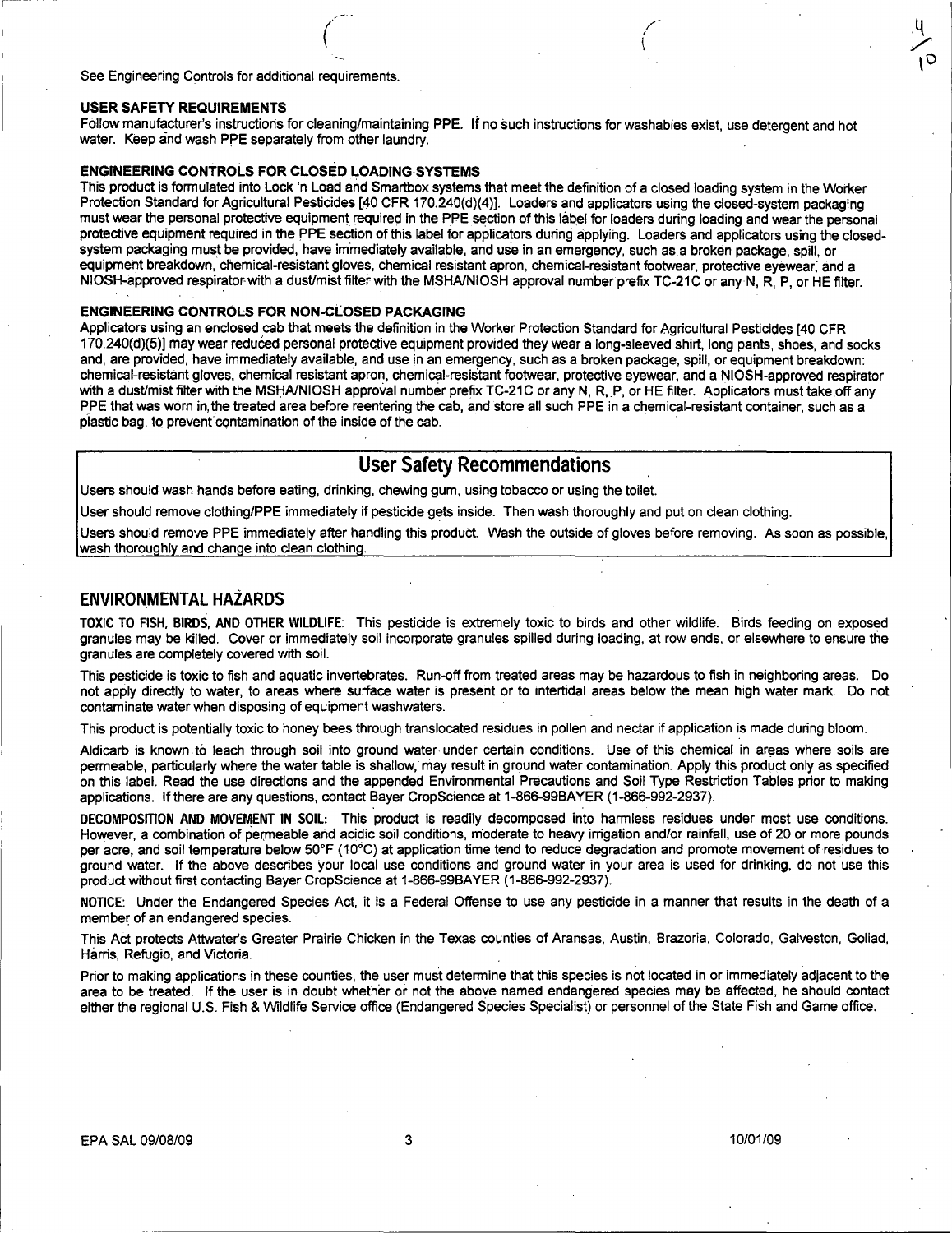See Engineering Controls for additional requirements.

**USER SAFETY REQUIREMENTS**

Follow manufacturer's instructions for cleaning/maintaining PPE. If no such instructions for washables exist, use detergent and hot water. Keep and wash PPE separately from other laundry.

**ENGINEERING CONTROLS FOR CLOSED LOADING SYSTEMS**

This product is formulated into Lock 'n Load and Smartbox systems that meet the definition of a closed loading system in the Worker Protection Standard for Agricultural Pesticides [40 CFR 170.240(d)(4)]. Loaders and applicators using the closed-system packaging must wear the personal protective equipment required in the PPE section of this label for loaders during loading and wear the personal protective equipment required in the PPE section of this label for applicators during applying. Loaders and applicators using the closed-system packaging must be provided, have immediately available, and use in an emergency, such as a broken package, spill, or equipment breakdown, chemical-resistant gloves, chemical resistant apron, chemical-resistant footwear, protective eyewear, and a NIOSH-approved respirator with a dust/mist filter with the MSHA/NIOSH approval number prefix TC-21C or any N, R, P, or HE filter.

**ENGINEERING CONTROLS FOR NON-CLOSED PACKAGING**

Applicators using an enclosed cab that meets the definition in the Worker Protection Standard for Agricultural Pesticides [40 CFR 170.240(d)(5)] may wear reduced personal protective equipment provided they wear a long-sleeved shirt, long pants, shoes, and socks and, are provided, have immediately available, and use in an emergency, such as a broken package, spill, or equipment breakdown: chemical-resistant gloves, chemical resistant apron, chemical-resistant footwear, protective eyewear, and a NIOSH-approved respirator with a dust/mist filter with the MSHA/NIOSH approval number prefix TC-21C or any N, R, P, or HE filter. Applicators must take off any PPE that was worn in the treated area before reentering the cab, and store all such PPE in a chemical-resistant container, such as a plastic bag, to prevent contamination of the inside of the cab.

## User Safety Recommendations

Users should wash hands before eating, drinking, chewing gum, using tobacco or using the toilet.

User should remove clothing/PPE immediately if pesticide gets inside. Then wash thoroughly and put on clean clothing.

Users should remove PPE immediately after handling this product. Wash the outside of gloves before removing. As soon as possible, wash thoroughly and change into clean clothing.

## ENVIRONMENTAL HAZARDS

**TOXIC TO FISH, BIRDS, AND OTHER WILDLIFE:** This pesticide is extremely toxic to birds and other wildlife. Birds feeding on exposed granules may be killed. Cover or immediately soil incorporate granules spilled during loading, at row ends, or elsewhere to ensure the granules are completely covered with soil.

This pesticide is toxic to fish and aquatic invertebrates. Run-off from treated areas may be hazardous to fish in neighboring areas. Do not apply directly to water, to areas where surface water is present or to intertidal areas below the mean high water mark. Do not contaminate water when disposing of equipment washwaters.

This product is potentially toxic to honey bees through translocated residues in pollen and nectar if application is made during bloom.

Aldicarb is known to leach through soil into ground water under certain conditions. Use of this chemical in areas where soils are permeable, particularly where the water table is shallow, may result in ground water contamination. Apply this product only as specified on this label. Read the use directions and the appended Environmental Precautions and Soil Type Restriction Tables prior to making applications. If there are any questions, contact Bayer CropScience at 1-866-99BAYER (1-866-992-2937).

**DECOMPOSITION AND MOVEMENT IN SOIL:** This product is readily decomposed into harmless residues under most use conditions. However, a combination of permeable and acidic soil conditions, moderate to heavy irrigation and/or rainfall, use of 20 or more pounds per acre, and soil temperature below 50°F (10°C) at application time tend to reduce degradation and promote movement of residues to ground water. If the above describes your local use conditions and ground water in your area is used for drinking, do not use this product without first contacting Bayer CropScience at 1-866-99BAYER (1-866-992-2937).

**NOTICE:** Under the Endangered Species Act, it is a Federal Offense to use any pesticide in a manner that results in the death of a member of an endangered species.

This Act protects Attwater's Greater Prairie Chicken in the Texas counties of Aransas, Austin, Brazoria, Colorado, Galveston, Goliad, Harris, Refugio, and Victoria.

Prior to making applications in these counties, the user must determine that this species is not located in or immediately adjacent to the area to be treated. If the user is in doubt whether or not the above named endangered species may be affected, he should contact either the regional U.S. Fish & Wildlife Service office (Endangered Species Specialist) or personnel of the State Fish and Game office.

EPA SAL 09/08/09 10/01/09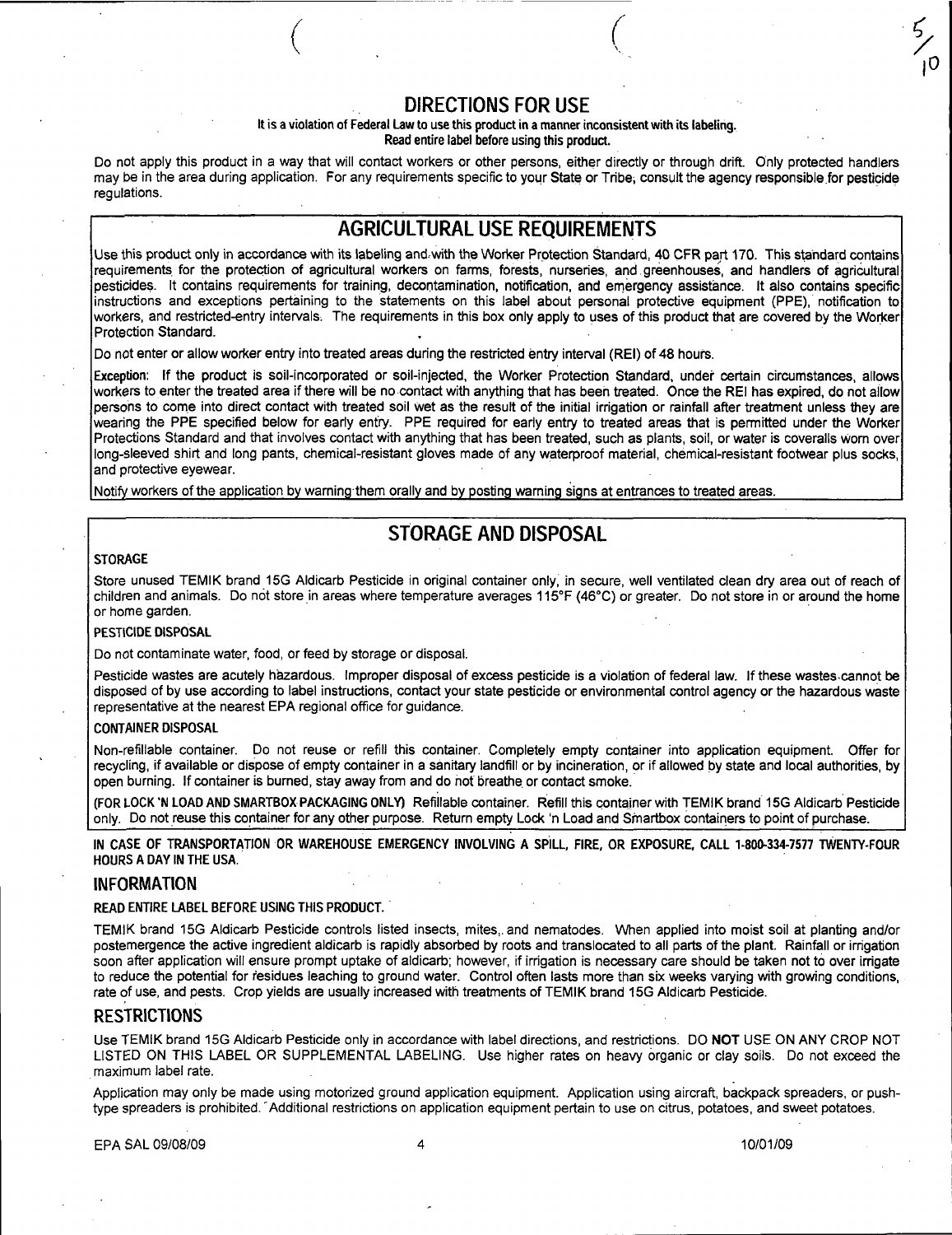# DIRECTIONS FOR USE

**It is a violation of Federal Law to use this product in a manner inconsistent with its labeling.**
**Read entire label before using this product.**

Do not apply this product in a way that will contact workers or other persons, either directly or through drift. Only protected handlers may be in the area during application. For any requirements specific to your State or Tribe, consult the agency responsible for pesticide regulations.

## AGRICULTURAL USE REQUIREMENTS

Use this product only in accordance with its labeling and with the Worker Protection Standard, 40 CFR part 170. This standard contains requirements for the protection of agricultural workers on farms, forests, nurseries, and greenhouses, and handlers of agricultural pesticides. It contains requirements for training, decontamination, notification, and emergency assistance. It also contains specific instructions and exceptions pertaining to the statements on this label about personal protective equipment (PPE), notification to workers, and restricted-entry intervals. The requirements in this box only apply to uses of this product that are covered by the Worker Protection Standard.

Do not enter or allow worker entry into treated areas during the restricted entry interval (REI) of 48 hours.

**Exception:** If the product is soil-incorporated or soil-injected, the Worker Protection Standard, under certain circumstances, allows workers to enter the treated area if there will be no contact with anything that has been treated. Once the REI has expired, do not allow persons to come into direct contact with treated soil wet as the result of the initial irrigation or rainfall after treatment unless they are wearing the PPE specified below for early entry. PPE required for early entry to treated areas that is permitted under the Worker Protections Standard and that involves contact with anything that has been treated, such as plants, soil, or water is coveralls worn over long-sleeved shirt and long pants, chemical-resistant gloves made of any waterproof material, chemical-resistant footwear plus socks, and protective eyewear.

Notify workers of the application by warning them orally and by posting warning signs at entrances to treated areas.

## STORAGE AND DISPOSAL

**STORAGE**

Store unused TEMIK brand 15G Aldicarb Pesticide in original container only, in secure, well ventilated clean dry area out of reach of children and animals. Do not store in areas where temperature averages 115°F (46°C) or greater. Do not store in or around the home or home garden.

**PESTICIDE DISPOSAL**

Do not contaminate water, food, or feed by storage or disposal.

Pesticide wastes are acutely hazardous. Improper disposal of excess pesticide is a violation of federal law. If these wastes cannot be disposed of by use according to label instructions, contact your state pesticide or environmental control agency or the hazardous waste representative at the nearest EPA regional office for guidance.

**CONTAINER DISPOSAL**

Non-refillable container. Do not reuse or refill this container. Completely empty container into application equipment. Offer for recycling, if available or dispose of empty container in a sanitary landfill or by incineration, or if allowed by state and local authorities, by open burning. If container is burned, stay away from and do not breathe or contact smoke.

**(FOR LOCK 'N LOAD AND SMARTBOX PACKAGING ONLY)** Refillable container. Refill this container with TEMIK brand 15G Aldicarb Pesticide only. Do not reuse this container for any other purpose. Return empty Lock 'n Load and Smartbox containers to point of purchase.

**IN CASE OF TRANSPORTATION OR WAREHOUSE EMERGENCY INVOLVING A SPILL, FIRE, OR EXPOSURE, CALL 1-800-334-7577 TWENTY-FOUR HOURS A DAY IN THE USA.**

## INFORMATION

**READ ENTIRE LABEL BEFORE USING THIS PRODUCT.**

TEMIK brand 15G Aldicarb Pesticide controls listed insects, mites, and nematodes. When applied into moist soil at planting and/or postemergence the active ingredient aldicarb is rapidly absorbed by roots and translocated to all parts of the plant. Rainfall or irrigation soon after application will ensure prompt uptake of aldicarb; however, if irrigation is necessary care should be taken not to over irrigate to reduce the potential for residues leaching to ground water. Control often lasts more than six weeks varying with growing conditions, rate of use, and pests. Crop yields are usually increased with treatments of TEMIK brand 15G Aldicarb Pesticide.

## RESTRICTIONS

Use TEMIK brand 15G Aldicarb Pesticide only in accordance with label directions, and restrictions. DO **NOT** USE ON ANY CROP NOT LISTED ON THIS LABEL OR SUPPLEMENTAL LABELING. Use higher rates on heavy organic or clay soils. Do not exceed the maximum label rate.

Application may only be made using motorized ground application equipment. Application using aircraft, backpack spreaders, or push-type spreaders is prohibited. Additional restrictions on application equipment pertain to use on citrus, potatoes, and sweet potatoes.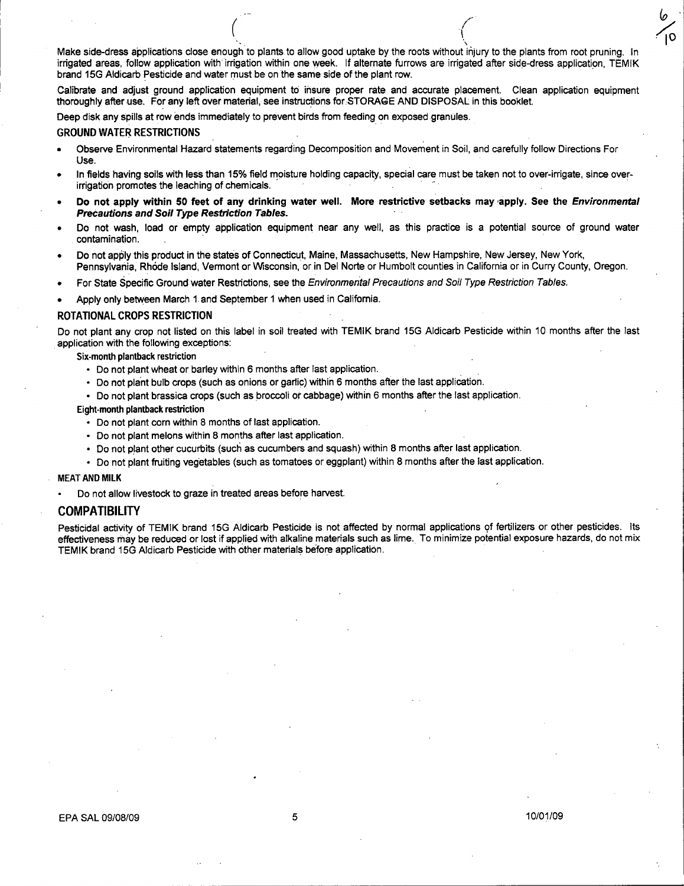Make side-dress applications close enough to plants to allow good uptake by the roots without injury to the plants from root pruning. In irrigated areas, follow application with irrigation within one week. If alternate furrows are irrigated after side-dress application, TEMIK brand 15G Aldicarb Pesticide and water must be on the same side of the plant row.

Calibrate and adjust ground application equipment to insure proper rate and accurate placement. Clean application equipment thoroughly after use. For any left over material, see instructions for STORAGE AND DISPOSAL in this booklet.

Deep disk any spills at row ends immediately to prevent birds from feeding on exposed granules.

### GROUND WATER RESTRICTIONS

- Observe Environmental Hazard statements regarding Decomposition and Movement in Soil, and carefully follow Directions For Use.
- In fields having soils with less than 15% field moisture holding capacity, special care must be taken not to over-irrigate, since over-irrigation promotes the leaching of chemicals.
- **Do not apply within 50 feet of any drinking water well. More restrictive setbacks may apply. See the *Environmental Precautions and Soil Type Restriction Tables.***
- Do not wash, load or empty application equipment near any well, as this practice is a potential source of ground water contamination.
- Do not apply this product in the states of Connecticut, Maine, Massachusetts, New Hampshire, New Jersey, New York, Pennsylvania, Rhode Island, Vermont or Wisconsin, or in Del Norte or Humbolt counties in California or in Curry County, Oregon.
- For State Specific Ground water Restrictions, see the *Environmental Precautions and Soil Type Restriction Tables.*
- Apply only between March 1 and September 1 when used in California.

### ROTATIONAL CROPS RESTRICTION

Do not plant any crop not listed on this label in soil treated with TEMIK brand 15G Aldicarb Pesticide within 10 months after the last application with the following exceptions:

**Six-month plantback restriction**

- Do not plant wheat or barley within 6 months after last application.
- Do not plant bulb crops (such as onions or garlic) within 6 months after the last application.
- Do not plant brassica crops (such as broccoli or cabbage) within 6 months after the last application.

**Eight-month plantback restriction**

- Do not plant corn within 8 months of last application.
- Do not plant melons within 8 months after last application.
- Do not plant other cucurbits (such as cucumbers and squash) within 8 months after last application.
- Do not plant fruiting vegetables (such as tomatoes or eggplant) within 8 months after the last application.

### MEAT AND MILK

- Do not allow livestock to graze in treated areas before harvest.

## COMPATIBILITY

Pesticidal activity of TEMIK brand 15G Aldicarb Pesticide is not affected by normal applications of fertilizers or other pesticides. Its effectiveness may be reduced or lost if applied with alkaline materials such as lime. To minimize potential exposure hazards, do not mix TEMIK brand 15G Aldicarb Pesticide with other materials before application.

EPA SAL 09/08/09 10/01/09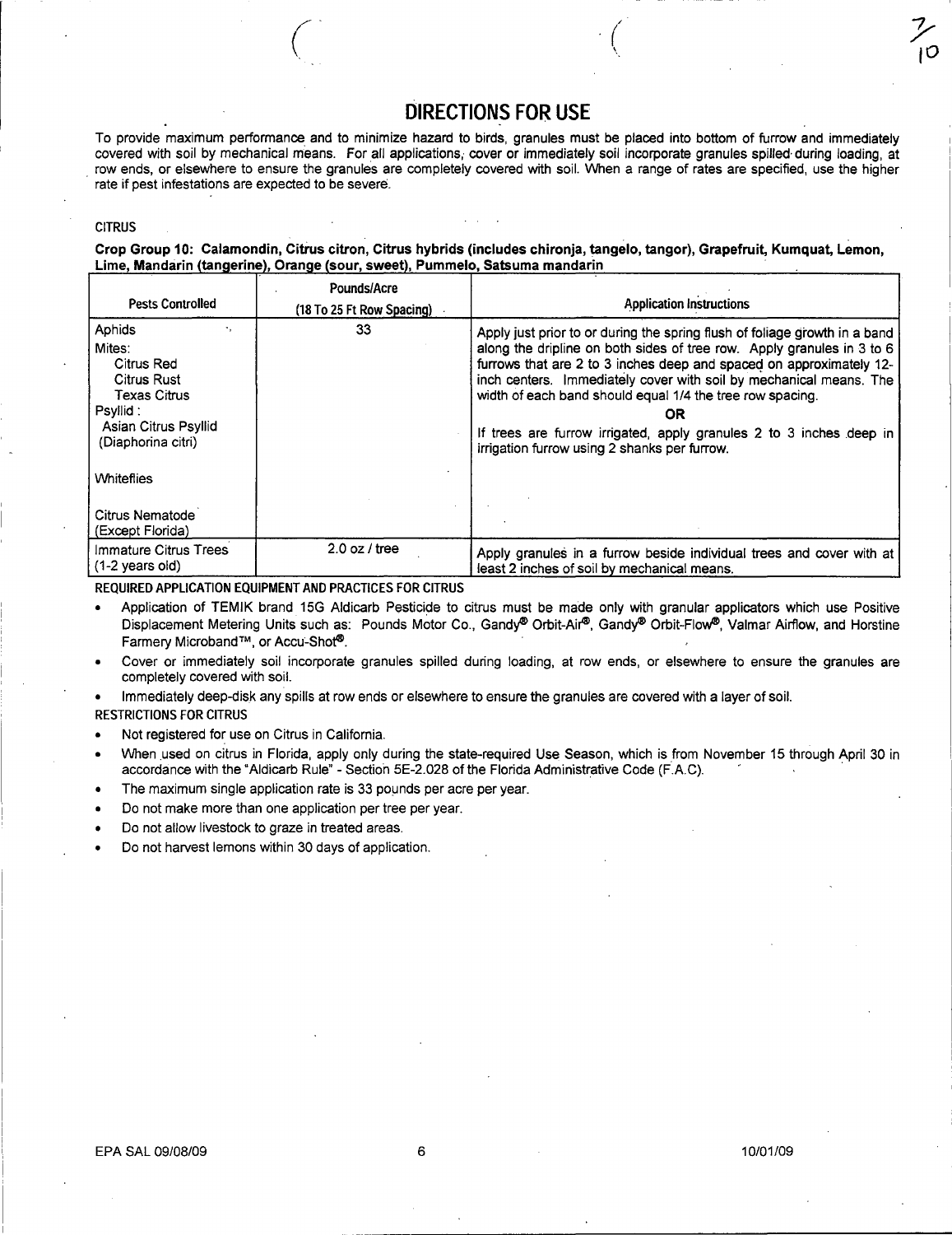# DIRECTIONS FOR USE

To provide maximum performance and to minimize hazard to birds, granules must be placed into bottom of furrow and immediately covered with soil by mechanical means. For all applications, cover or immediately soil incorporate granules spilled during loading, at row ends, or elsewhere to ensure the granules are completely covered with soil. When a range of rates are specified, use the higher rate if pest infestations are expected to be severe.

CITRUS

**Crop Group 10: Calamondin, Citrus citron, Citrus hybrids (includes chironja, tangelo, tangor), Grapefruit, Kumquat, Lemon, Lime, Mandarin (tangerine), Orange (sour, sweet), Pummelo, Satsuma mandarin**

| Pests Controlled | Pounds/Acre (18 To 25 Ft Row Spacing) | Application Instructions |
|---|---|---|
| Aphids<br>Mites:<br>Citrus Red<br>Citrus Rust<br>Texas Citrus<br>Psyllid :<br>Asian Citrus Psyllid (Diaphorina citri)<br><br>Whiteflies<br><br>Citrus Nematode (Except Florida) | 33 | Apply just prior to or during the spring flush of foliage growth in a band along the dripline on both sides of tree row. Apply granules in 3 to 6 furrows that are 2 to 3 inches deep and spaced on approximately 12-inch centers. Immediately cover with soil by mechanical means. The width of each band should equal 1/4 the tree row spacing.<br>**OR**<br>If trees are furrow irrigated, apply granules 2 to 3 inches deep in irrigation furrow using 2 shanks per furrow. |
| Immature Citrus Trees (1-2 years old) | 2.0 oz / tree | Apply granules in a furrow beside individual trees and cover with at least 2 inches of soil by mechanical means. |

REQUIRED APPLICATION EQUIPMENT AND PRACTICES FOR CITRUS

- Application of TEMIK brand 15G Aldicarb Pesticide to citrus must be made only with granular applicators which use Positive Displacement Metering Units such as: Pounds Motor Co., Gandy® Orbit-Air®, Gandy® Orbit-Flow®, Valmar Airflow, and Horstine Farmery Microband™, or Accu-Shot®.
- Cover or immediately soil incorporate granules spilled during loading, at row ends, or elsewhere to ensure the granules are completely covered with soil.
- Immediately deep-disk any spills at row ends or elsewhere to ensure the granules are covered with a layer of soil.

RESTRICTIONS FOR CITRUS

- Not registered for use on Citrus in California.
- When used on citrus in Florida, apply only during the state-required Use Season, which is from November 15 through April 30 in accordance with the "Aldicarb Rule" - Section 5E-2.028 of the Florida Administrative Code (F.A.C).
- The maximum single application rate is 33 pounds per acre per year.
- Do not make more than one application per tree per year.
- Do not allow livestock to graze in treated areas.
- Do not harvest lemons within 30 days of application.

EPA SAL 09/08/09 10/01/09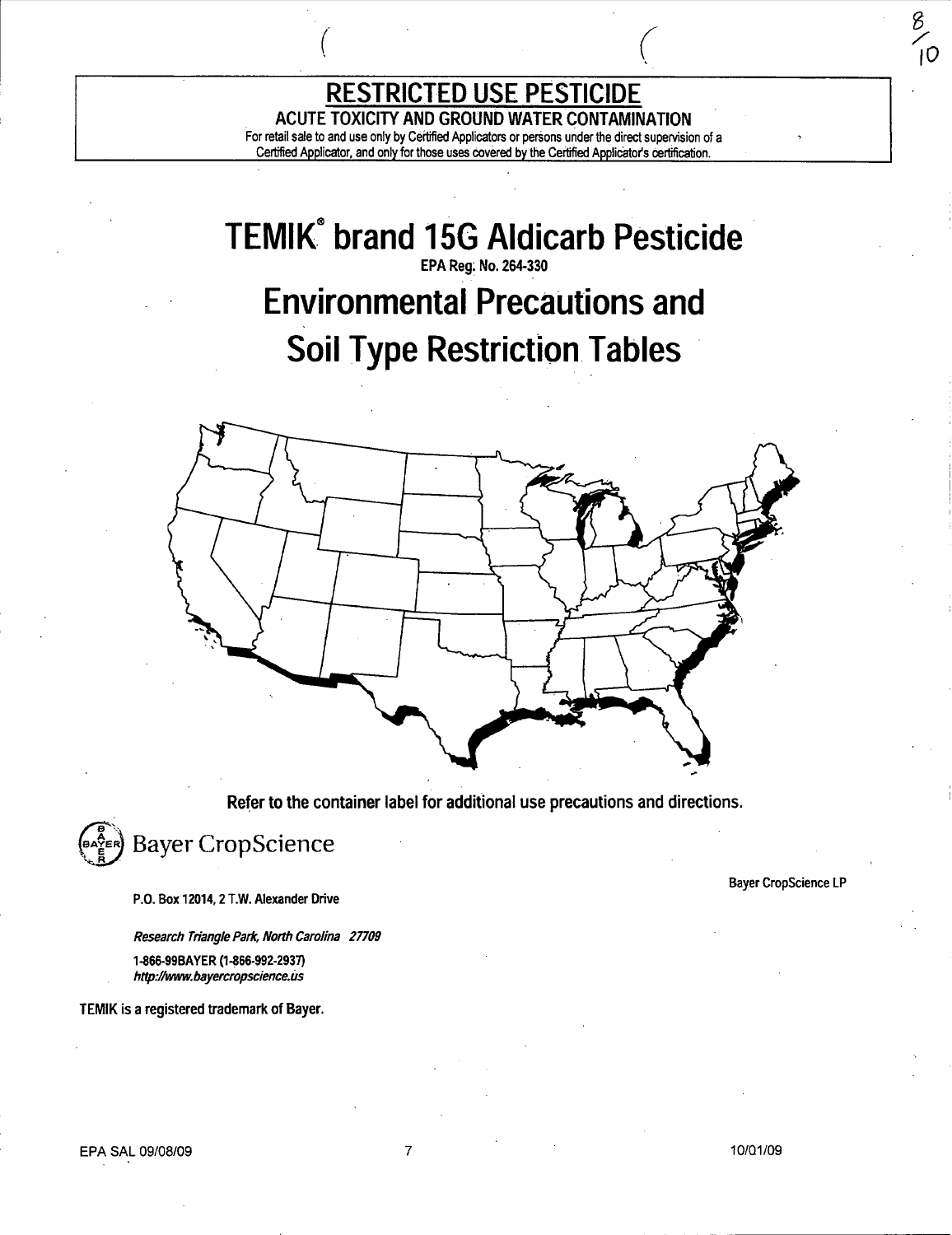## RESTRICTED USE PESTICIDE

**ACUTE TOXICITY AND GROUND WATER CONTAMINATION**

For retail sale to and use only by Certified Applicators or persons under the direct supervision of a Certified Applicator, and only for those uses covered by the Certified Applicator's certification.

# TEMIK® brand 15G Aldicarb Pesticide

**EPA Reg. No. 264-330**

# Environmental Precautions and Soil Type Restriction Tables

**Refer to the container label for additional use precautions and directions.**

Bayer CropScience

Bayer CropScience LP

P.O. Box 12014, 2 T.W. Alexander Drive

*Research Triangle Park, North Carolina 27709*

1-866-99BAYER (1-866-992-2937)
*http://www.bayercropscience.us*

TEMIK is a registered trademark of Bayer.

EPA SAL 09/08/09

10/01/09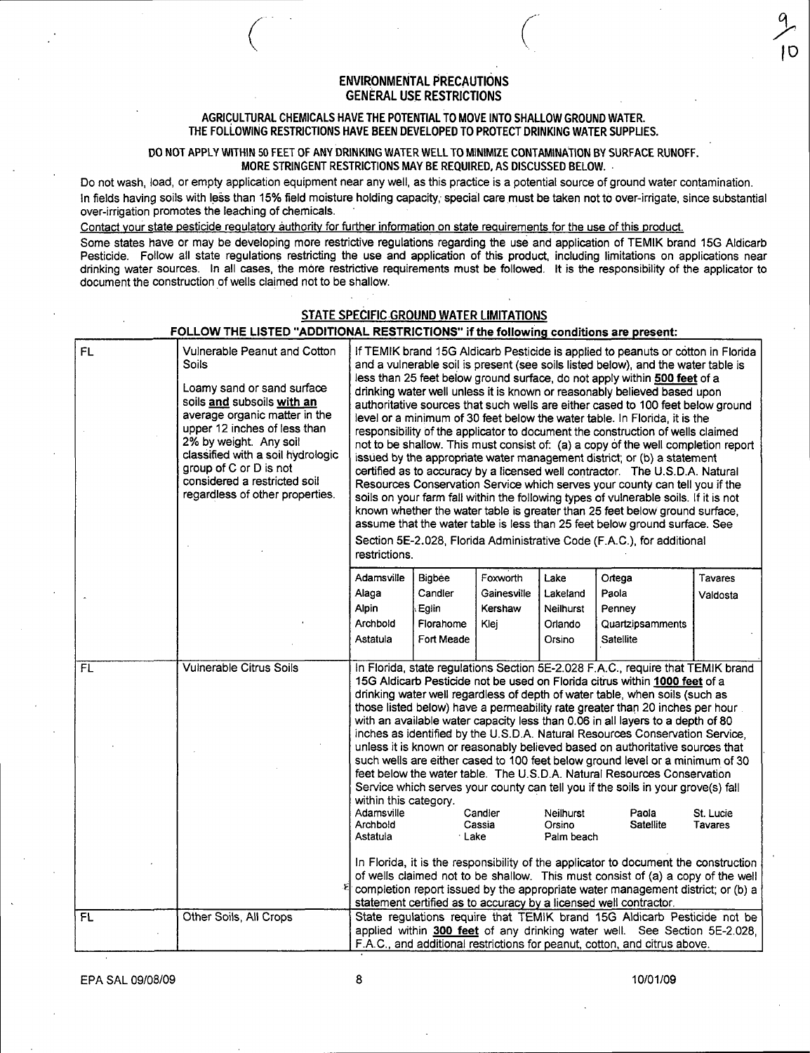## ENVIRONMENTAL PRECAUTIONS
## GENERAL USE RESTRICTIONS

**AGRICULTURAL CHEMICALS HAVE THE POTENTIAL TO MOVE INTO SHALLOW GROUND WATER. THE FOLLOWING RESTRICTIONS HAVE BEEN DEVELOPED TO PROTECT DRINKING WATER SUPPLIES.**

**DO NOT APPLY WITHIN 50 FEET OF ANY DRINKING WATER WELL TO MINIMIZE CONTAMINATION BY SURFACE RUNOFF. MORE STRINGENT RESTRICTIONS MAY BE REQUIRED, AS DISCUSSED BELOW.**

Do not wash, load, or empty application equipment near any well, as this practice is a potential source of ground water contamination.

In fields having soils with less than 15% field moisture holding capacity, special care must be taken not to over-irrigate, since substantial over-irrigation promotes the leaching of chemicals.

Contact your state pesticide regulatory authority for further information on state requirements for the use of this product.

Some states have or may be developing more restrictive regulations regarding the use and application of TEMIK brand 15G Aldicarb Pesticide. Follow all state regulations restricting the use and application of this product, including limitations on applications near drinking water sources. In all cases, the more restrictive requirements must be followed. It is the responsibility of the applicator to document the construction of wells claimed not to be shallow.

### STATE SPECIFIC GROUND WATER LIMITATIONS

**FOLLOW THE LISTED "ADDITIONAL RESTRICTIONS" if the following conditions are present:**

| State | Condition | Additional Restrictions |
|---|---|---|
| FL | Vulnerable Peanut and Cotton Soils<br><br>Loamy sand or sand surface soils **and** subsoils **with an** average organic matter in the upper 12 inches of less than 2% by weight. Any soil classified with a soil hydrologic group of C or D is not considered a restricted soil regardless of other properties. | If TEMIK brand 15G Aldicarb Pesticide is applied to peanuts or cotton in Florida and a vulnerable soil is present (see soils listed below), and the water table is less than 25 feet below ground surface, do not apply within **500 feet** of a drinking water well unless it is known or reasonably believed based upon authoritative sources that such wells are either cased to 100 feet below ground level or a minimum of 30 feet below the water table. In Florida, it is the responsibility of the applicator to document the construction of wells claimed not to be shallow. This must consist of: (a) a copy of the well completion report issued by the appropriate water management district; or (b) a statement certified as to accuracy by a licensed well contractor. The U.S.D.A. Natural Resources Conservation Service which serves your county can tell you if the soils on your farm fall within the following types of vulnerable soils. If it is not known whether the water table is greater than 25 feet below ground surface, assume that the water table is less than 25 feet below ground surface. See Section 5E-2.028, Florida Administrative Code (F.A.C.), for additional restrictions.<br><br>Adamsville, Alaga, Alpin, Archbold, Astatula, Bigbee, Candler, Eglin, Florahome, Fort Meade, Foxworth, Gainesville, Kershaw, Klej, Lake, Lakeland, Neilhurst, Orlando, Orsino, Ortega, Paola, Penney, Quartzipsamments, Satellite, Tavares, Valdosta |
| FL | Vulnerable Citrus Soils | In Florida, state regulations Section 5E-2.028 F.A.C., require that TEMIK brand 15G Aldicarb Pesticide not be used on Florida citrus within **1000 feet** of a drinking water well regardless of depth of water table, when soils (such as those listed below) have a permeability rate greater than 20 inches per hour with an available water capacity less than 0.06 in all layers to a depth of 80 inches as identified by the U.S.D.A. Natural Resources Conservation Service, unless it is known or reasonably believed based on authoritative sources that such wells are either cased to 100 feet below ground level or a minimum of 30 feet below the water table. The U.S.D.A. Natural Resources Conservation Service which serves your county can tell you if the soils in your grove(s) fall within this category.<br><br>Adamsville, Archbold, Astatula, Candler, Cassia, Lake, Neilhurst, Orsino, Palm beach, Paola, Satellite, St. Lucie, Tavares<br><br>In Florida, it is the responsibility of the applicator to document the construction of wells claimed not to be shallow. This must consist of (a) a copy of the well completion report issued by the appropriate water management district; or (b) a statement certified as to accuracy by a licensed well contractor. |
| FL | Other Soils, All Crops | State regulations require that TEMIK brand 15G Aldicarb Pesticide not be applied within **300 feet** of any drinking water well. See Section 5E-2.028, F.A.C., and additional restrictions for peanut, cotton, and citrus above. |

EPA SAL 09/08/09 10/01/09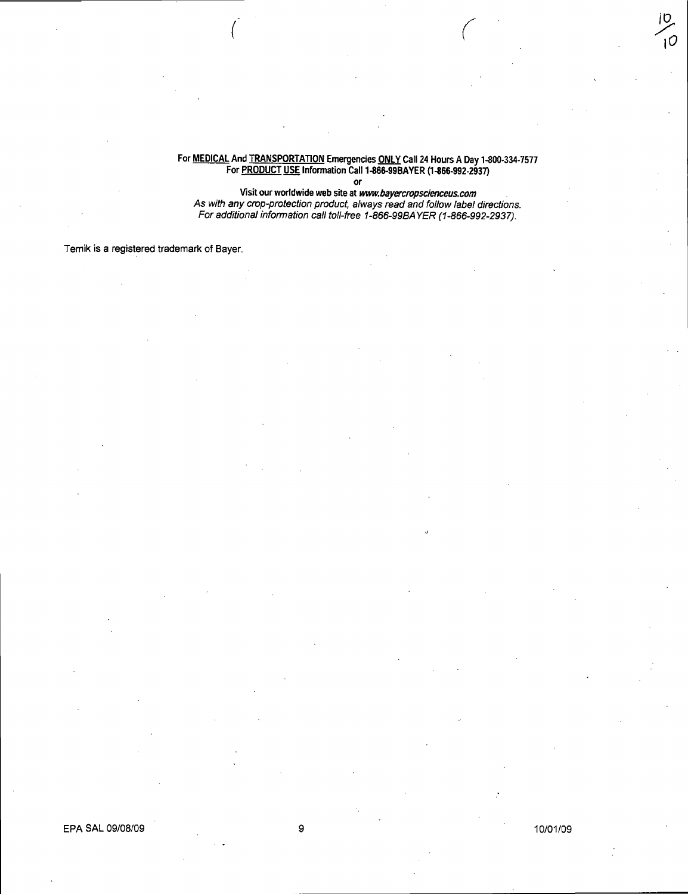**For MEDICAL And TRANSPORTATION Emergencies ONLY Call 24 Hours A Day 1-800-334-7577**
**For PRODUCT USE Information Call 1-866-99BAYER (1-866-992-2937)**
**or**
**Visit our worldwide web site at *www.bayercropscienceus.com***
*As with any crop-protection product, always read and follow label directions.*
*For additional information call toll-free 1-866-99BAYER (1-866-992-2937).*

Temik is a registered trademark of Bayer.

EPA SAL 09/08/09

10/01/09